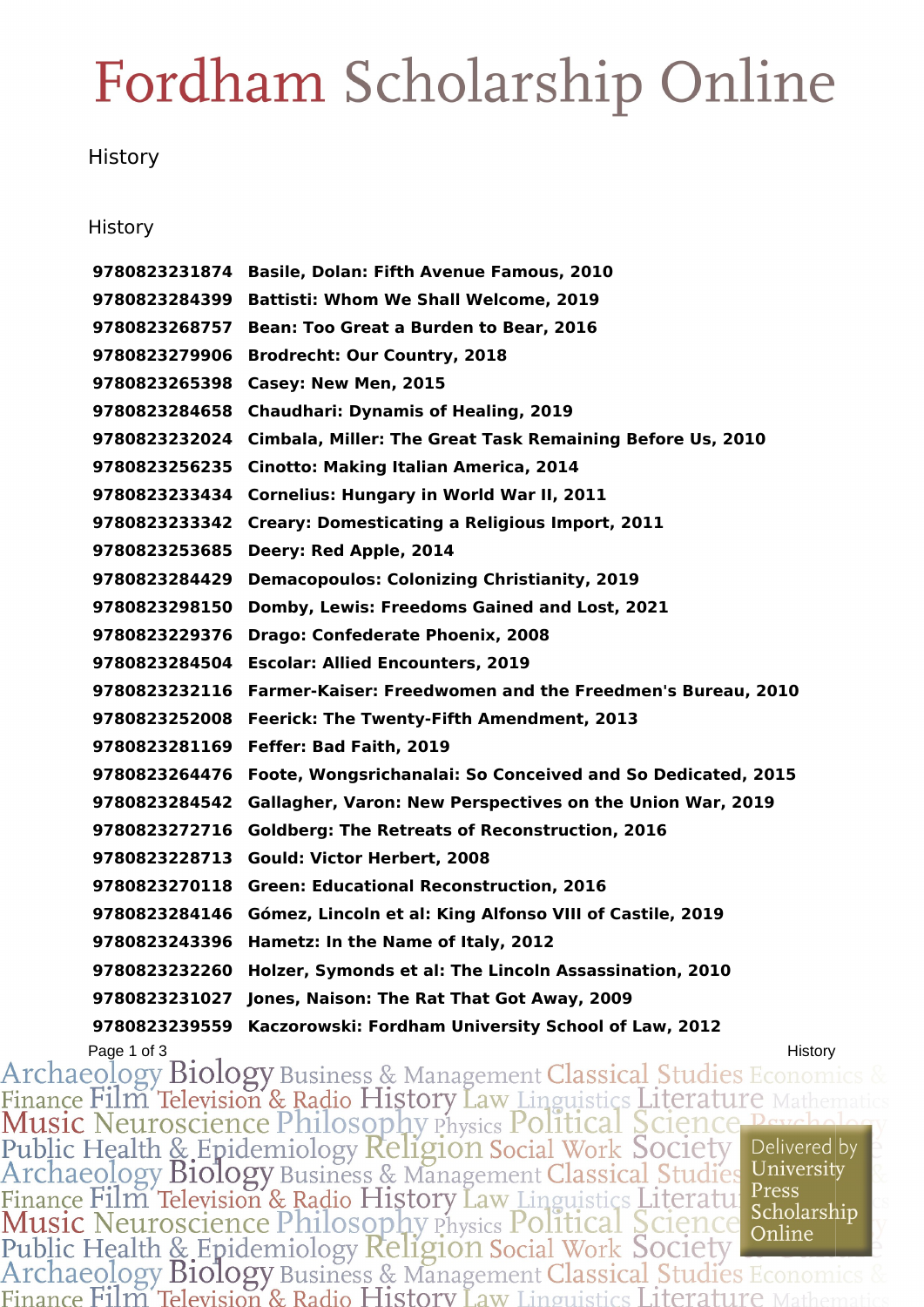# Fordham Scholarship Online

History

## History

| | |
|---|---|
| **9780823231874** | **Basile, Dolan: Fifth Avenue Famous, 2010** |
| **9780823284399** | **Battisti: Whom We Shall Welcome, 2019** |
| **9780823268757** | **Bean: Too Great a Burden to Bear, 2016** |
| **9780823279906** | **Brodrecht: Our Country, 2018** |
| **9780823265398** | **Casey: New Men, 2015** |
| **9780823284658** | **Chaudhari: Dynamis of Healing, 2019** |
| **9780823232024** | **Cimbala, Miller: The Great Task Remaining Before Us, 2010** |
| **9780823256235** | **Cinotto: Making Italian America, 2014** |
| **9780823233434** | **Cornelius: Hungary in World War II, 2011** |
| **9780823233342** | **Creary: Domesticating a Religious Import, 2011** |
| **9780823253685** | **Deery: Red Apple, 2014** |
| **9780823284429** | **Demacopoulos: Colonizing Christianity, 2019** |
| **9780823298150** | **Domby, Lewis: Freedoms Gained and Lost, 2021** |
| **9780823229376** | **Drago: Confederate Phoenix, 2008** |
| **9780823284504** | **Escolar: Allied Encounters, 2019** |
| **9780823232116** | **Farmer-Kaiser: Freedwomen and the Freedmen's Bureau, 2010** |
| **9780823252008** | **Feerick: The Twenty-Fifth Amendment, 2013** |
| **9780823281169** | **Feffer: Bad Faith, 2019** |
| **9780823264476** | **Foote, Wongsrichanalai: So Conceived and So Dedicated, 2015** |
| **9780823284542** | **Gallagher, Varon: New Perspectives on the Union War, 2019** |
| **9780823272716** | **Goldberg: The Retreats of Reconstruction, 2016** |
| **9780823228713** | **Gould: Victor Herbert, 2008** |
| **9780823270118** | **Green: Educational Reconstruction, 2016** |
| **9780823284146** | **Gómez, Lincoln et al: King Alfonso VIII of Castile, 2019** |
| **9780823243396** | **Hametz: In the Name of Italy, 2012** |
| **9780823232260** | **Holzer, Symonds et al: The Lincoln Assassination, 2010** |
| **9780823231027** | **Jones, Naison: The Rat That Got Away, 2009** |
| **9780823239559** | **Kaczorowski: Fordham University School of Law, 2012** |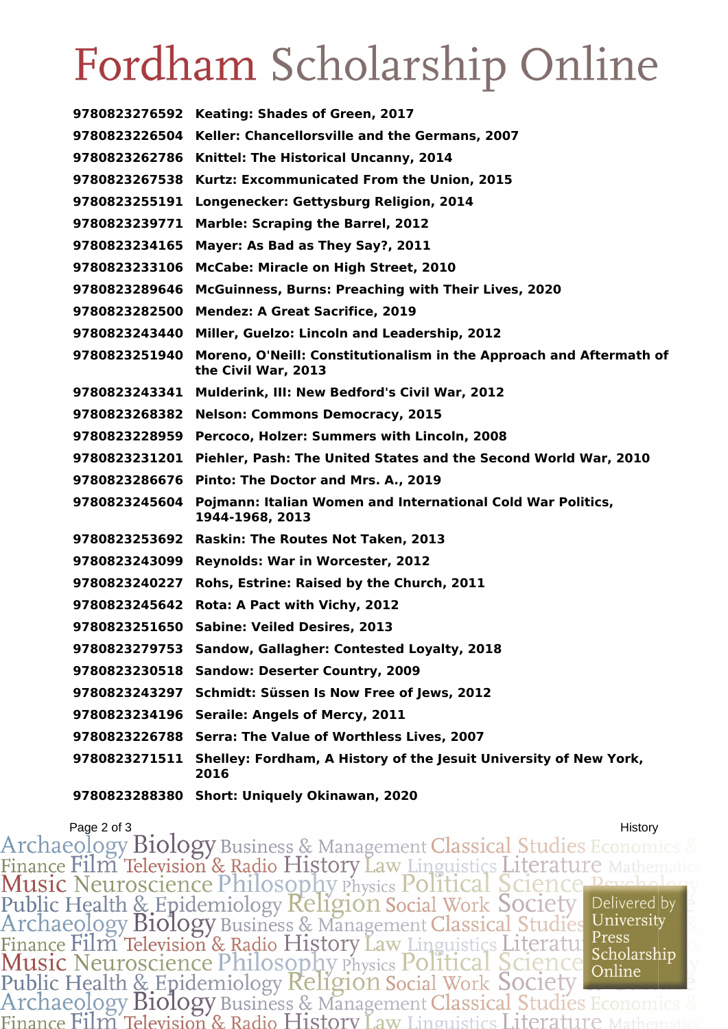# Fordham Scholarship Online

| | |
|---|---|
| **9780823276592** | **Keating: Shades of Green, 2017** |
| **9780823226504** | **Keller: Chancellorsville and the Germans, 2007** |
| **9780823262786** | **Knittel: The Historical Uncanny, 2014** |
| **9780823267538** | **Kurtz: Excommunicated From the Union, 2015** |
| **9780823255191** | **Longenecker: Gettysburg Religion, 2014** |
| **9780823239771** | **Marble: Scraping the Barrel, 2012** |
| **9780823234165** | **Mayer: As Bad as They Say?, 2011** |
| **9780823233106** | **McCabe: Miracle on High Street, 2010** |
| **9780823289646** | **McGuinness, Burns: Preaching with Their Lives, 2020** |
| **9780823282500** | **Mendez: A Great Sacrifice, 2019** |
| **9780823243440** | **Miller, Guelzo: Lincoln and Leadership, 2012** |
| **9780823251940** | **Moreno, O'Neill: Constitutionalism in the Approach and Aftermath of the Civil War, 2013** |
| **9780823243341** | **Mulderink, III: New Bedford's Civil War, 2012** |
| **9780823268382** | **Nelson: Commons Democracy, 2015** |
| **9780823228959** | **Percoco, Holzer: Summers with Lincoln, 2008** |
| **9780823231201** | **Piehler, Pash: The United States and the Second World War, 2010** |
| **9780823286676** | **Pinto: The Doctor and Mrs. A., 2019** |
| **9780823245604** | **Pojmann: Italian Women and International Cold War Politics, 1944-1968, 2013** |
| **9780823253692** | **Raskin: The Routes Not Taken, 2013** |
| **9780823243099** | **Reynolds: War in Worcester, 2012** |
| **9780823240227** | **Rohs, Estrine: Raised by the Church, 2011** |
| **9780823245642** | **Rota: A Pact with Vichy, 2012** |
| **9780823251650** | **Sabine: Veiled Desires, 2013** |
| **9780823279753** | **Sandow, Gallagher: Contested Loyalty, 2018** |
| **9780823230518** | **Sandow: Deserter Country, 2009** |
| **9780823243297** | **Schmidt: Süssen Is Now Free of Jews, 2012** |
| **9780823234196** | **Seraile: Angels of Mercy, 2011** |
| **9780823226788** | **Serra: The Value of Worthless Lives, 2007** |
| **9780823271511** | **Shelley: Fordham, A History of the Jesuit University of New York, 2016** |
| **9780823288380** | **Short: Uniquely Okinawan, 2020** |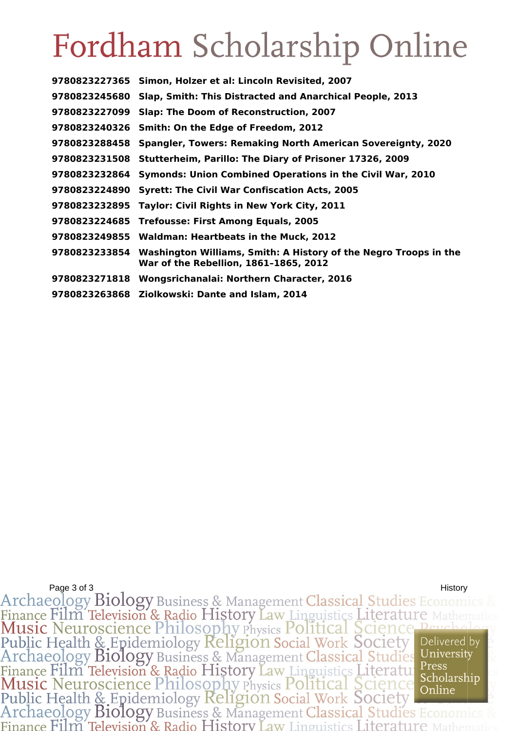# Fordham Scholarship Online

| | |
|---|---|
| **9780823227365** | **Simon, Holzer et al: Lincoln Revisited, 2007** |
| **9780823245680** | **Slap, Smith: This Distracted and Anarchical People, 2013** |
| **9780823227099** | **Slap: The Doom of Reconstruction, 2007** |
| **9780823240326** | **Smith: On the Edge of Freedom, 2012** |
| **9780823288458** | **Spangler, Towers: Remaking North American Sovereignty, 2020** |
| **9780823231508** | **Stutterheim, Parillo: The Diary of Prisoner 17326, 2009** |
| **9780823232864** | **Symonds: Union Combined Operations in the Civil War, 2010** |
| **9780823224890** | **Syrett: The Civil War Confiscation Acts, 2005** |
| **9780823232895** | **Taylor: Civil Rights in New York City, 2011** |
| **9780823224685** | **Trefousse: First Among Equals, 2005** |
| **9780823249855** | **Waldman: Heartbeats in the Muck, 2012** |
| **9780823233854** | **Washington Williams, Smith: A History of the Negro Troops in the War of the Rebellion, 1861–1865, 2012** |
| **9780823271818** | **Wongsrichanalai: Northern Character, 2016** |
| **9780823263868** | **Ziolkowski: Dante and Islam, 2014** |